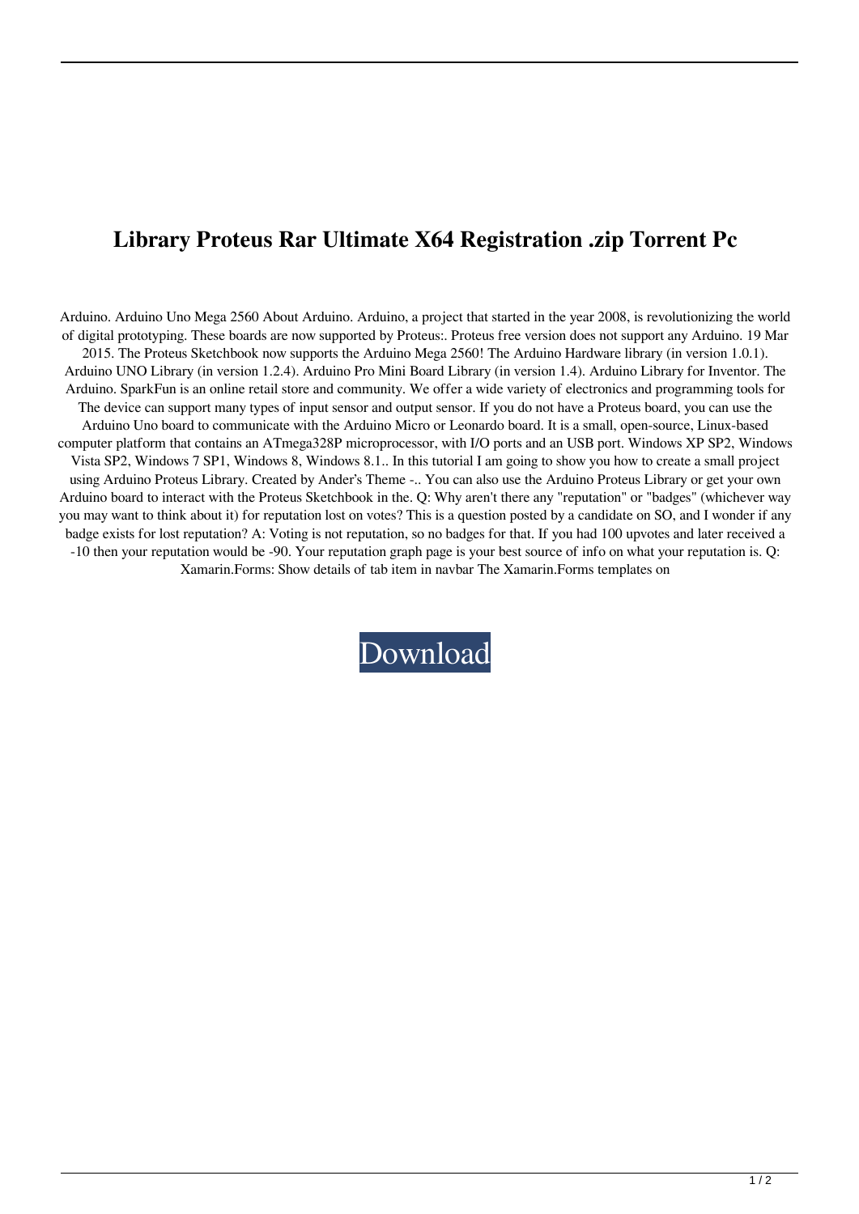# Library Proteus Rar Ultimate X64 Registration .zip Torrent Pc

Arduino. Arduino Uno Mega 2560 About Arduino. Arduino, a project that started in the year 2008, is revolutionizing the world of digital prototyping. These boards are now supported by Proteus:. Proteus free version does not support any Arduino. 19 Mar 2015. The Proteus Sketchbook now supports the Arduino Mega 2560! The Arduino Hardware library (in version 1.0.1). Arduino UNO Library (in version 1.2.4). Arduino Pro Mini Board Library (in version 1.4). Arduino Library for Inventor. The Arduino. SparkFun is an online retail store and community. We offer a wide variety of electronics and programming tools for The device can support many types of input sensor and output sensor. If you do not have a Proteus board, you can use the Arduino Uno board to communicate with the Arduino Micro or Leonardo board. It is a small, open-source, Linux-based computer platform that contains an ATmega328P microprocessor, with I/O ports and an USB port. Windows XP SP2, Windows Vista SP2, Windows 7 SP1, Windows 8, Windows 8.1.. In this tutorial I am going to show you how to create a small project using Arduino Proteus Library. Created by Ander's Theme -.. You can also use the Arduino Proteus Library or get your own Arduino board to interact with the Proteus Sketchbook in the. Q: Why aren't there any "reputation" or "badges" (whichever way you may want to think about it) for reputation lost on votes? This is a question posted by a candidate on SO, and I wonder if any badge exists for lost reputation? A: Voting is not reputation, so no badges for that. If you had 100 upvotes and later received a -10 then your reputation would be -90. Your reputation graph page is your best source of info on what your reputation is. Q: Xamarin.Forms: Show details of tab item in navbar The Xamarin.Forms templates on

Download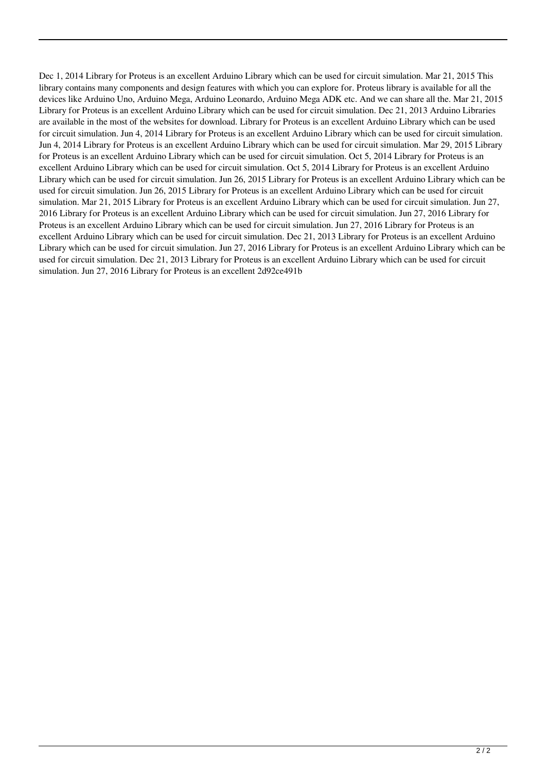Dec 1, 2014 Library for Proteus is an excellent Arduino Library which can be used for circuit simulation. Mar 21, 2015 This library contains many components and design features with which you can explore for. Proteus library is available for all the devices like Arduino Uno, Arduino Mega, Arduino Leonardo, Arduino Mega ADK etc. And we can share all the. Mar 21, 2015 Library for Proteus is an excellent Arduino Library which can be used for circuit simulation. Dec 21, 2013 Arduino Libraries are available in the most of the websites for download. Library for Proteus is an excellent Arduino Library which can be used for circuit simulation. Jun 4, 2014 Library for Proteus is an excellent Arduino Library which can be used for circuit simulation. Jun 4, 2014 Library for Proteus is an excellent Arduino Library which can be used for circuit simulation. Mar 29, 2015 Library for Proteus is an excellent Arduino Library which can be used for circuit simulation. Oct 5, 2014 Library for Proteus is an excellent Arduino Library which can be used for circuit simulation. Oct 5, 2014 Library for Proteus is an excellent Arduino Library which can be used for circuit simulation. Jun 26, 2015 Library for Proteus is an excellent Arduino Library which can be used for circuit simulation. Jun 26, 2015 Library for Proteus is an excellent Arduino Library which can be used for circuit simulation. Mar 21, 2015 Library for Proteus is an excellent Arduino Library which can be used for circuit simulation. Jun 27, 2016 Library for Proteus is an excellent Arduino Library which can be used for circuit simulation. Jun 27, 2016 Library for Proteus is an excellent Arduino Library which can be used for circuit simulation. Jun 27, 2016 Library for Proteus is an excellent Arduino Library which can be used for circuit simulation. Dec 21, 2013 Library for Proteus is an excellent Arduino Library which can be used for circuit simulation. Jun 27, 2016 Library for Proteus is an excellent Arduino Library which can be used for circuit simulation. Dec 21, 2013 Library for Proteus is an excellent Arduino Library which can be used for circuit simulation. Jun 27, 2016 Library for Proteus is an excellent 2d92ce491b